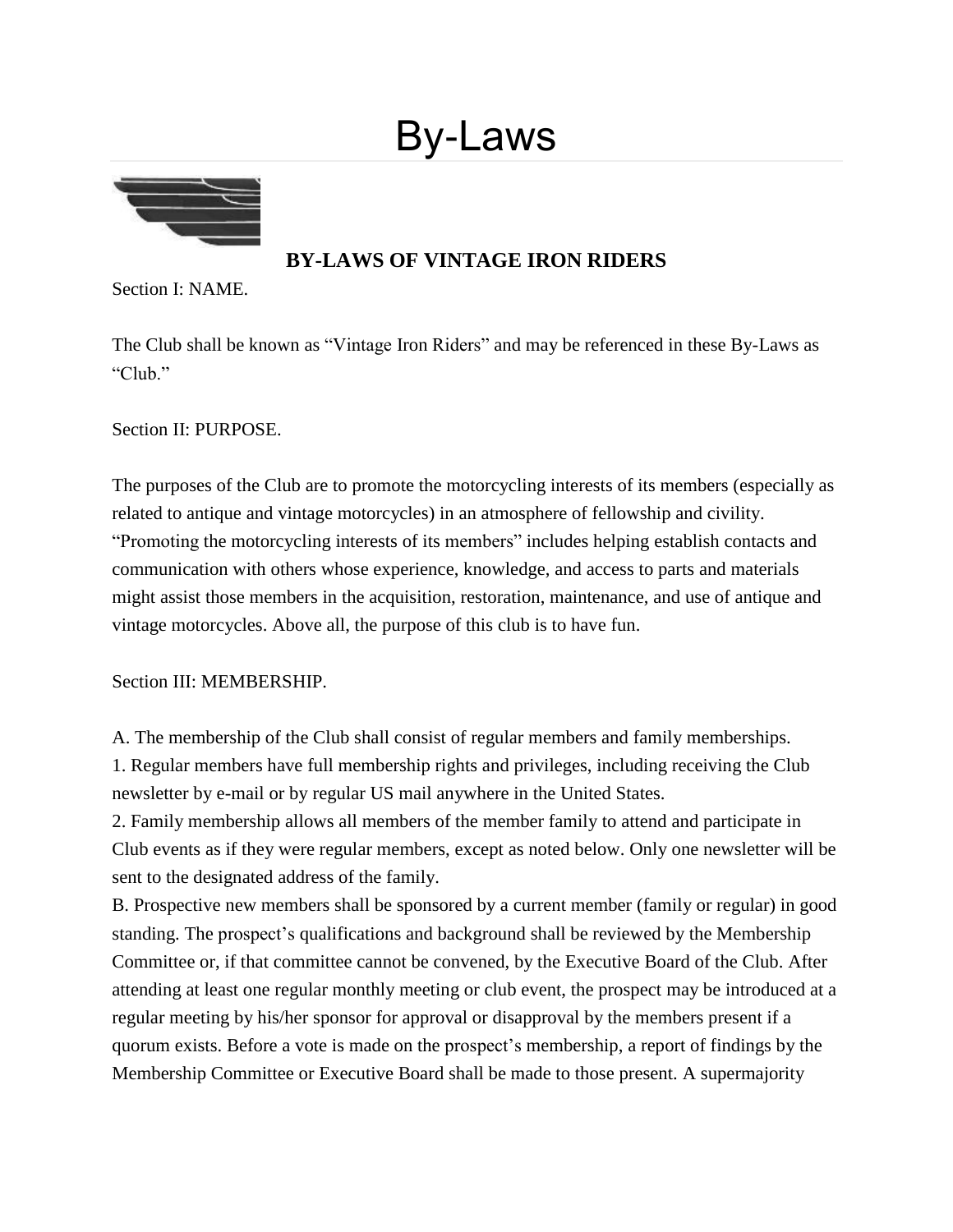# By-Laws

## BY-LAWS OF VINTAGE IRON RIDERS

Section I: NAME.

The Club shall be known as "Vintage Iron Riders" and may be referenced in these By-Laws as "Club."

Section II: PURPOSE.

The purposes of the Club are to promote the motorcycling interests of its members (especially as related to antique and vintage motorcycles) in an atmosphere of fellowship and civility. "Promoting the motorcycling interests of its members" includes helping establish contacts and communication with others whose experience, knowledge, and access to parts and materials might assist those members in the acquisition, restoration, maintenance, and use of antique and vintage motorcycles. Above all, the purpose of this club is to have fun.

Section III: MEMBERSHIP.

A. The membership of the Club shall consist of regular members and family memberships.
1. Regular members have full membership rights and privileges, including receiving the Club newsletter by e-mail or by regular US mail anywhere in the United States.
2. Family membership allows all members of the member family to attend and participate in Club events as if they were regular members, except as noted below. Only one newsletter will be sent to the designated address of the family.
B. Prospective new members shall be sponsored by a current member (family or regular) in good standing. The prospect's qualifications and background shall be reviewed by the Membership Committee or, if that committee cannot be convened, by the Executive Board of the Club. After attending at least one regular monthly meeting or club event, the prospect may be introduced at a regular meeting by his/her sponsor for approval or disapproval by the members present if a quorum exists. Before a vote is made on the prospect's membership, a report of findings by the Membership Committee or Executive Board shall be made to those present. A supermajority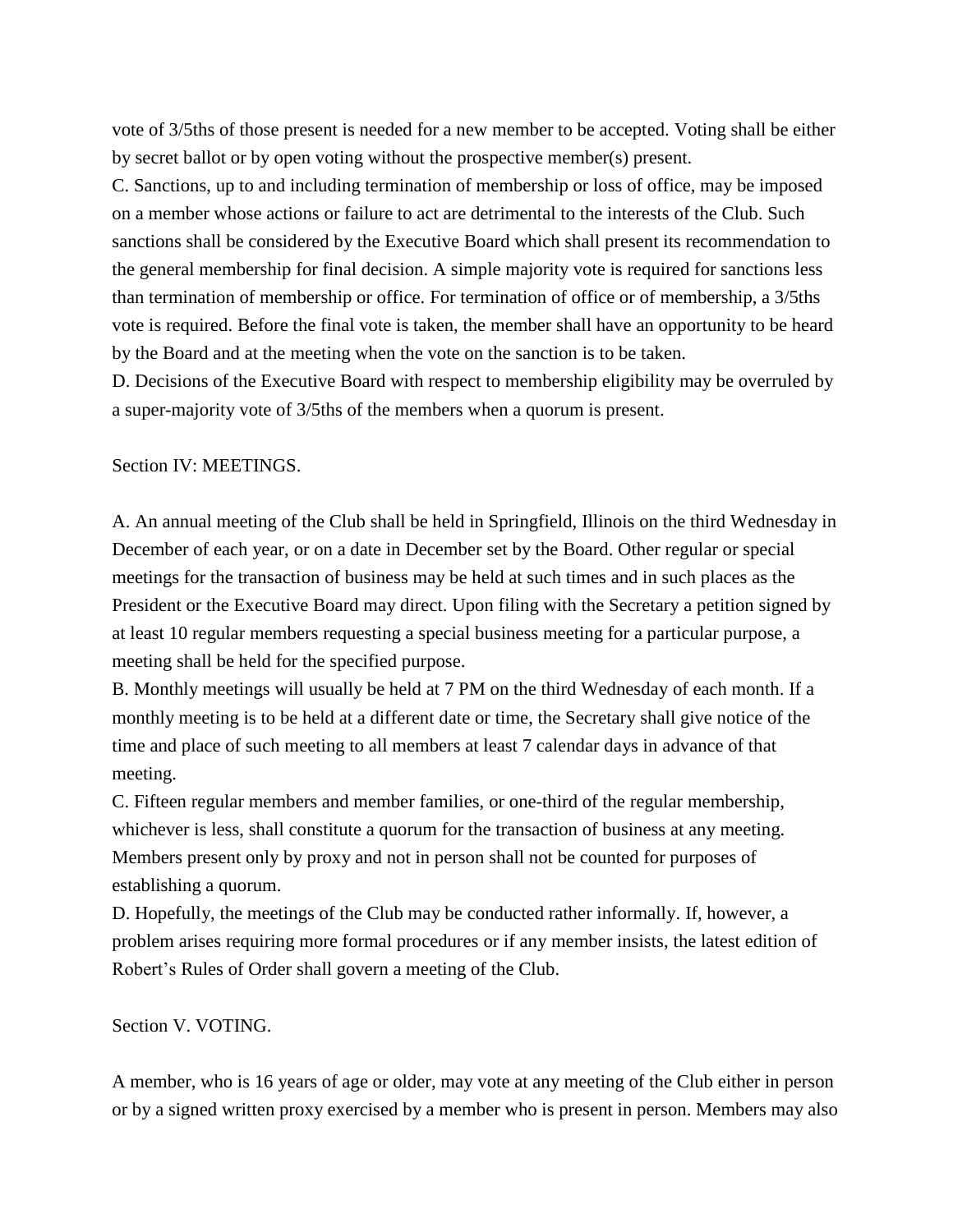vote of 3/5ths of those present is needed for a new member to be accepted. Voting shall be either by secret ballot or by open voting without the prospective member(s) present.

C. Sanctions, up to and including termination of membership or loss of office, may be imposed on a member whose actions or failure to act are detrimental to the interests of the Club. Such sanctions shall be considered by the Executive Board which shall present its recommendation to the general membership for final decision. A simple majority vote is required for sanctions less than termination of membership or office. For termination of office or of membership, a 3/5ths vote is required. Before the final vote is taken, the member shall have an opportunity to be heard by the Board and at the meeting when the vote on the sanction is to be taken.

D. Decisions of the Executive Board with respect to membership eligibility may be overruled by a super-majority vote of 3/5ths of the members when a quorum is present.

## Section IV: MEETINGS.

A. An annual meeting of the Club shall be held in Springfield, Illinois on the third Wednesday in December of each year, or on a date in December set by the Board. Other regular or special meetings for the transaction of business may be held at such times and in such places as the President or the Executive Board may direct. Upon filing with the Secretary a petition signed by at least 10 regular members requesting a special business meeting for a particular purpose, a meeting shall be held for the specified purpose.

B. Monthly meetings will usually be held at 7 PM on the third Wednesday of each month. If a monthly meeting is to be held at a different date or time, the Secretary shall give notice of the time and place of such meeting to all members at least 7 calendar days in advance of that meeting.

C. Fifteen regular members and member families, or one-third of the regular membership, whichever is less, shall constitute a quorum for the transaction of business at any meeting. Members present only by proxy and not in person shall not be counted for purposes of establishing a quorum.

D. Hopefully, the meetings of the Club may be conducted rather informally. If, however, a problem arises requiring more formal procedures or if any member insists, the latest edition of Robert's Rules of Order shall govern a meeting of the Club.

## Section V. VOTING.

A member, who is 16 years of age or older, may vote at any meeting of the Club either in person or by a signed written proxy exercised by a member who is present in person. Members may also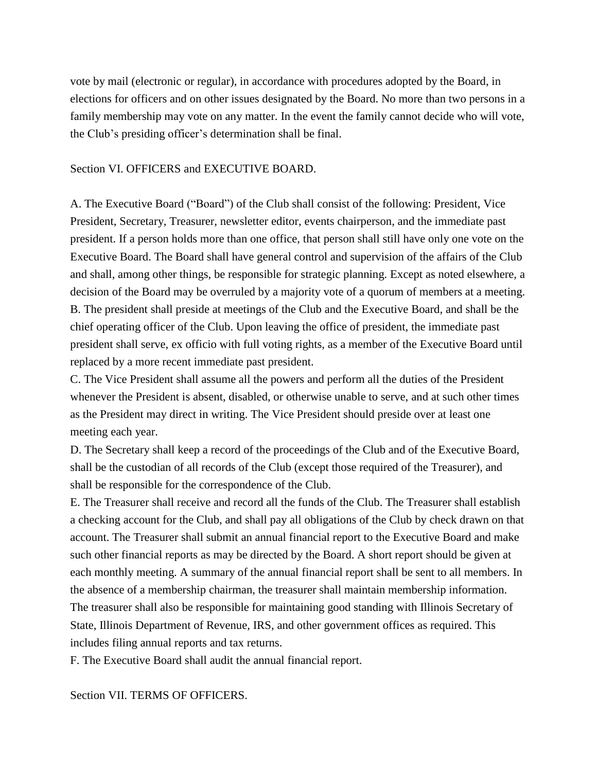vote by mail (electronic or regular), in accordance with procedures adopted by the Board, in elections for officers and on other issues designated by the Board. No more than two persons in a family membership may vote on any matter. In the event the family cannot decide who will vote, the Club's presiding officer's determination shall be final.

Section VI. OFFICERS and EXECUTIVE BOARD.

A. The Executive Board ("Board") of the Club shall consist of the following: President, Vice President, Secretary, Treasurer, newsletter editor, events chairperson, and the immediate past president. If a person holds more than one office, that person shall still have only one vote on the Executive Board. The Board shall have general control and supervision of the affairs of the Club and shall, among other things, be responsible for strategic planning. Except as noted elsewhere, a decision of the Board may be overruled by a majority vote of a quorum of members at a meeting.

B. The president shall preside at meetings of the Club and the Executive Board, and shall be the chief operating officer of the Club. Upon leaving the office of president, the immediate past president shall serve, ex officio with full voting rights, as a member of the Executive Board until replaced by a more recent immediate past president.

C. The Vice President shall assume all the powers and perform all the duties of the President whenever the President is absent, disabled, or otherwise unable to serve, and at such other times as the President may direct in writing. The Vice President should preside over at least one meeting each year.

D. The Secretary shall keep a record of the proceedings of the Club and of the Executive Board, shall be the custodian of all records of the Club (except those required of the Treasurer), and shall be responsible for the correspondence of the Club.

E. The Treasurer shall receive and record all the funds of the Club. The Treasurer shall establish a checking account for the Club, and shall pay all obligations of the Club by check drawn on that account. The Treasurer shall submit an annual financial report to the Executive Board and make such other financial reports as may be directed by the Board. A short report should be given at each monthly meeting. A summary of the annual financial report shall be sent to all members. In the absence of a membership chairman, the treasurer shall maintain membership information. The treasurer shall also be responsible for maintaining good standing with Illinois Secretary of State, Illinois Department of Revenue, IRS, and other government offices as required. This includes filing annual reports and tax returns.

F. The Executive Board shall audit the annual financial report.

Section VII. TERMS OF OFFICERS.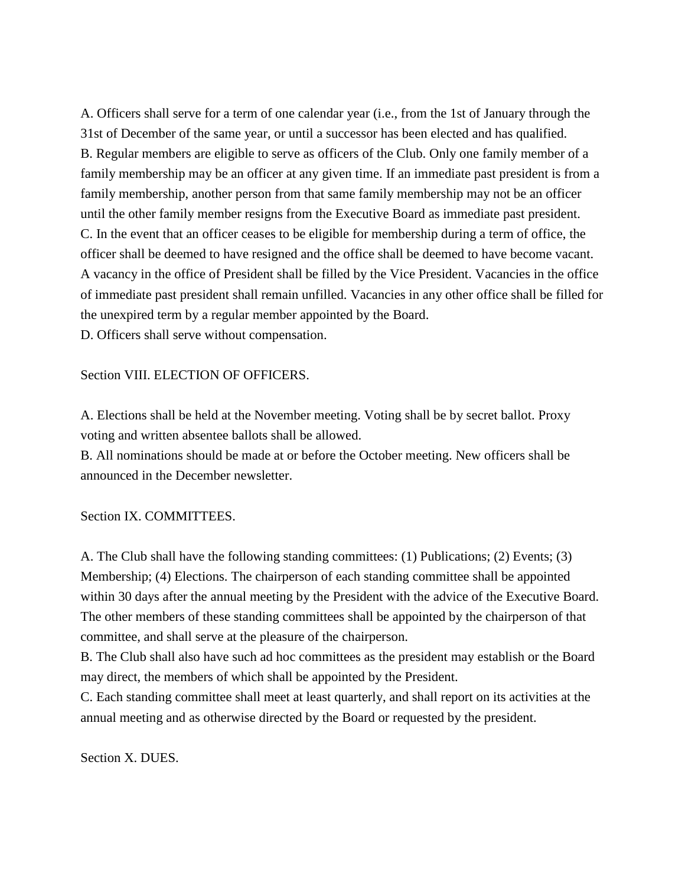A. Officers shall serve for a term of one calendar year (i.e., from the 1st of January through the 31st of December of the same year, or until a successor has been elected and has qualified.
B. Regular members are eligible to serve as officers of the Club. Only one family member of a family membership may be an officer at any given time. If an immediate past president is from a family membership, another person from that same family membership may not be an officer until the other family member resigns from the Executive Board as immediate past president.
C. In the event that an officer ceases to be eligible for membership during a term of office, the officer shall be deemed to have resigned and the office shall be deemed to have become vacant. A vacancy in the office of President shall be filled by the Vice President. Vacancies in the office of immediate past president shall remain unfilled. Vacancies in any other office shall be filled for the unexpired term by a regular member appointed by the Board.
D. Officers shall serve without compensation.

Section VIII. ELECTION OF OFFICERS.

A. Elections shall be held at the November meeting. Voting shall be by secret ballot. Proxy voting and written absentee ballots shall be allowed.
B. All nominations should be made at or before the October meeting. New officers shall be announced in the December newsletter.

Section IX. COMMITTEES.

A. The Club shall have the following standing committees: (1) Publications; (2) Events; (3) Membership; (4) Elections. The chairperson of each standing committee shall be appointed within 30 days after the annual meeting by the President with the advice of the Executive Board. The other members of these standing committees shall be appointed by the chairperson of that committee, and shall serve at the pleasure of the chairperson.
B. The Club shall also have such ad hoc committees as the president may establish or the Board may direct, the members of which shall be appointed by the President.
C. Each standing committee shall meet at least quarterly, and shall report on its activities at the annual meeting and as otherwise directed by the Board or requested by the president.

Section X. DUES.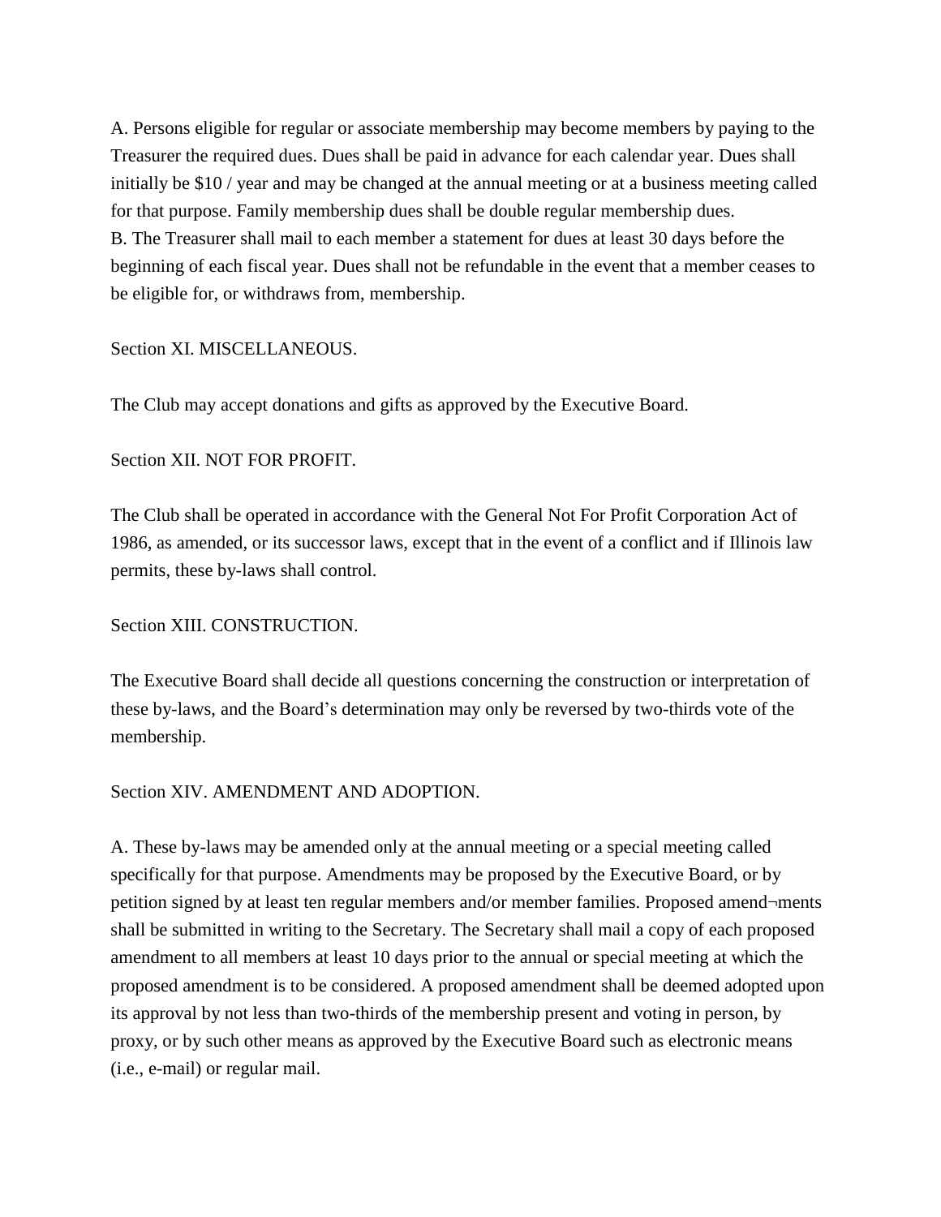A. Persons eligible for regular or associate membership may become members by paying to the Treasurer the required dues. Dues shall be paid in advance for each calendar year. Dues shall initially be $10 / year and may be changed at the annual meeting or at a business meeting called for that purpose. Family membership dues shall be double regular membership dues.

B. The Treasurer shall mail to each member a statement for dues at least 30 days before the beginning of each fiscal year. Dues shall not be refundable in the event that a member ceases to be eligible for, or withdraws from, membership.

## Section XI. MISCELLANEOUS.

The Club may accept donations and gifts as approved by the Executive Board.

## Section XII. NOT FOR PROFIT.

The Club shall be operated in accordance with the General Not For Profit Corporation Act of 1986, as amended, or its successor laws, except that in the event of a conflict and if Illinois law permits, these by-laws shall control.

## Section XIII. CONSTRUCTION.

The Executive Board shall decide all questions concerning the construction or interpretation of these by-laws, and the Board's determination may only be reversed by two-thirds vote of the membership.

## Section XIV. AMENDMENT AND ADOPTION.

A. These by-laws may be amended only at the annual meeting or a special meeting called specifically for that purpose. Amendments may be proposed by the Executive Board, or by petition signed by at least ten regular members and/or member families. Proposed amend¬ments shall be submitted in writing to the Secretary. The Secretary shall mail a copy of each proposed amendment to all members at least 10 days prior to the annual or special meeting at which the proposed amendment is to be considered. A proposed amendment shall be deemed adopted upon its approval by not less than two-thirds of the membership present and voting in person, by proxy, or by such other means as approved by the Executive Board such as electronic means (i.e., e-mail) or regular mail.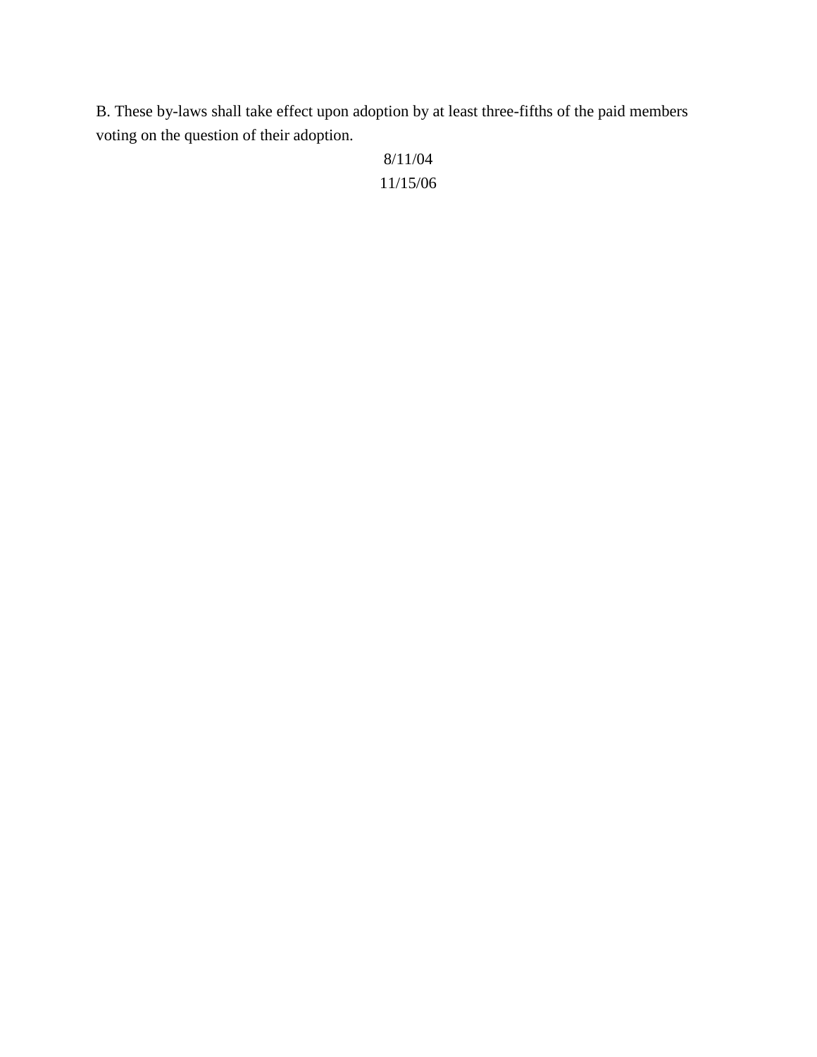B. These by-laws shall take effect upon adoption by at least three-fifths of the paid members voting on the question of their adoption.

8/11/04

11/15/06